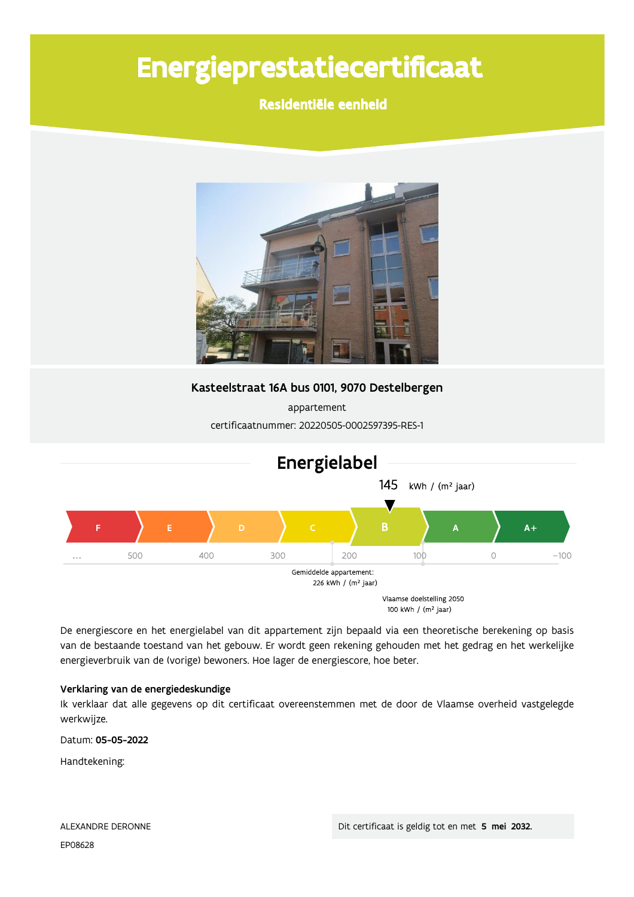# Energieprestatiecertificaat

**Residentiële eenheid**

**Kasteelstraat 16A bus 0101, 9070 Destelbergen**

appartement

certificaatnummer: 20220505-0002597395-RES-1

## Energielabel

145 kWh / (m² jaar)

| F | E | D | C | B | A | A+ |
|---|---|---|---|---|---|---|

... 500 400 300 200 100 0 −100

Gemiddelde appartement: 226 kWh / (m² jaar)

Vlaamse doelstelling 2050 100 kWh / (m² jaar)

De energiescore en het energielabel van dit appartement zijn bepaald via een theoretische berekening op basis van de bestaande toestand van het gebouw. Er wordt geen rekening gehouden met het gedrag en het werkelijke energieverbruik van de (vorige) bewoners. Hoe lager de energiescore, hoe beter.

**Verklaring van de energiedeskundige**

Ik verklaar dat alle gegevens op dit certificaat overeenstemmen met de door de Vlaamse overheid vastgelegde werkwijze.

Datum: **05-05-2022**

Handtekening:

ALEXANDRE DERONNE

EP08628

Dit certificaat is geldig tot en met **5 mei 2032.**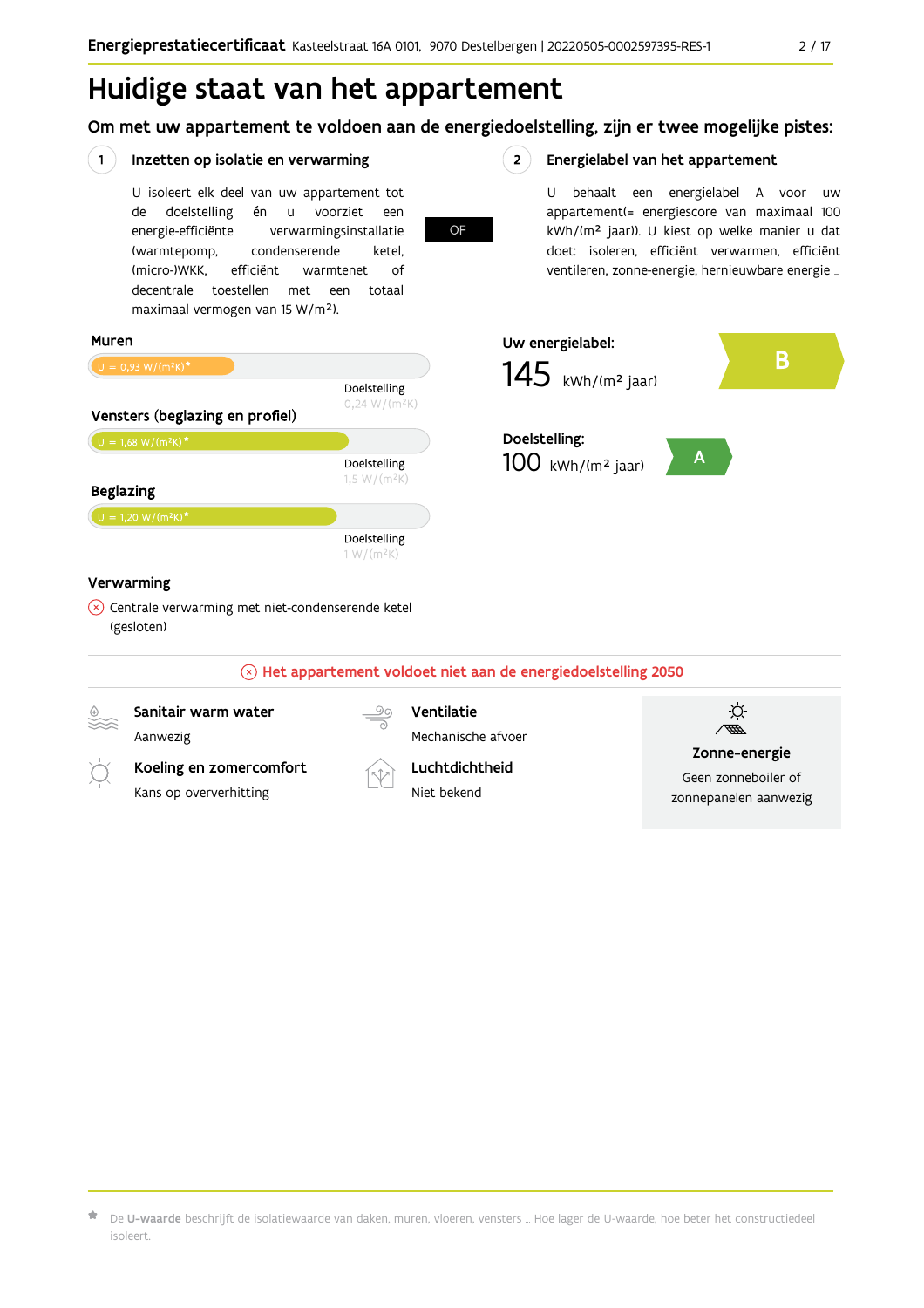# Huidige staat van het appartement

## Om met uw appartement te voldoen aan de energiedoelstelling, zijn er twee mogelijke pistes:

**1 Inzetten op isolatie en verwarming**

U isoleert elk deel van uw appartement tot de doelstelling én u voorziet een energie-efficiënte verwarmingsinstallatie (warmtepomp, condenserende ketel, (micro-)WKK, efficiënt warmtenet of decentrale toestellen met een totaal maximaal vermogen van 15 W/m²).

**OF**

**2 Energielabel van het appartement**

U behaalt een energielabel A voor uw appartement(= energiescore van maximaal 100 kWh/(m² jaar)). U kiest op welke manier u dat doet: isoleren, efficiënt verwarmen, efficiënt ventileren, zonne-energie, hernieuwbare energie ...

### Muren

U = 0,93 W/(m²K)*

Doelstelling 0,24 W/(m²K)

### Vensters (beglazing en profiel)

U = 1,68 W/(m²K)*

Doelstelling 1,5 W/(m²K)

### Beglazing

U = 1,20 W/(m²K)*

Doelstelling 1 W/(m²K)

### Verwarming

⊗ Centrale verwarming met niet-condenserende ketel (gesloten)

**Uw energielabel:**

145 kWh/(m² jaar) — **B**

**Doelstelling:**

100 kWh/(m² jaar) — **A**

**⊗ Het appartement voldoet niet aan de energiedoelstelling 2050**

**Sanitair warm water**
Aanwezig

**Ventilatie**
Mechanische afvoer

**Koeling en zomercomfort**
Kans op oververhitting

**Luchtdichtheid**
Niet bekend

**Zonne-energie**
Geen zonneboiler of zonnepanelen aanwezig

* De **U-waarde** beschrijft de isolatiewaarde van daken, muren, vloeren, vensters ... Hoe lager de U-waarde, hoe beter het constructiedeel isoleert.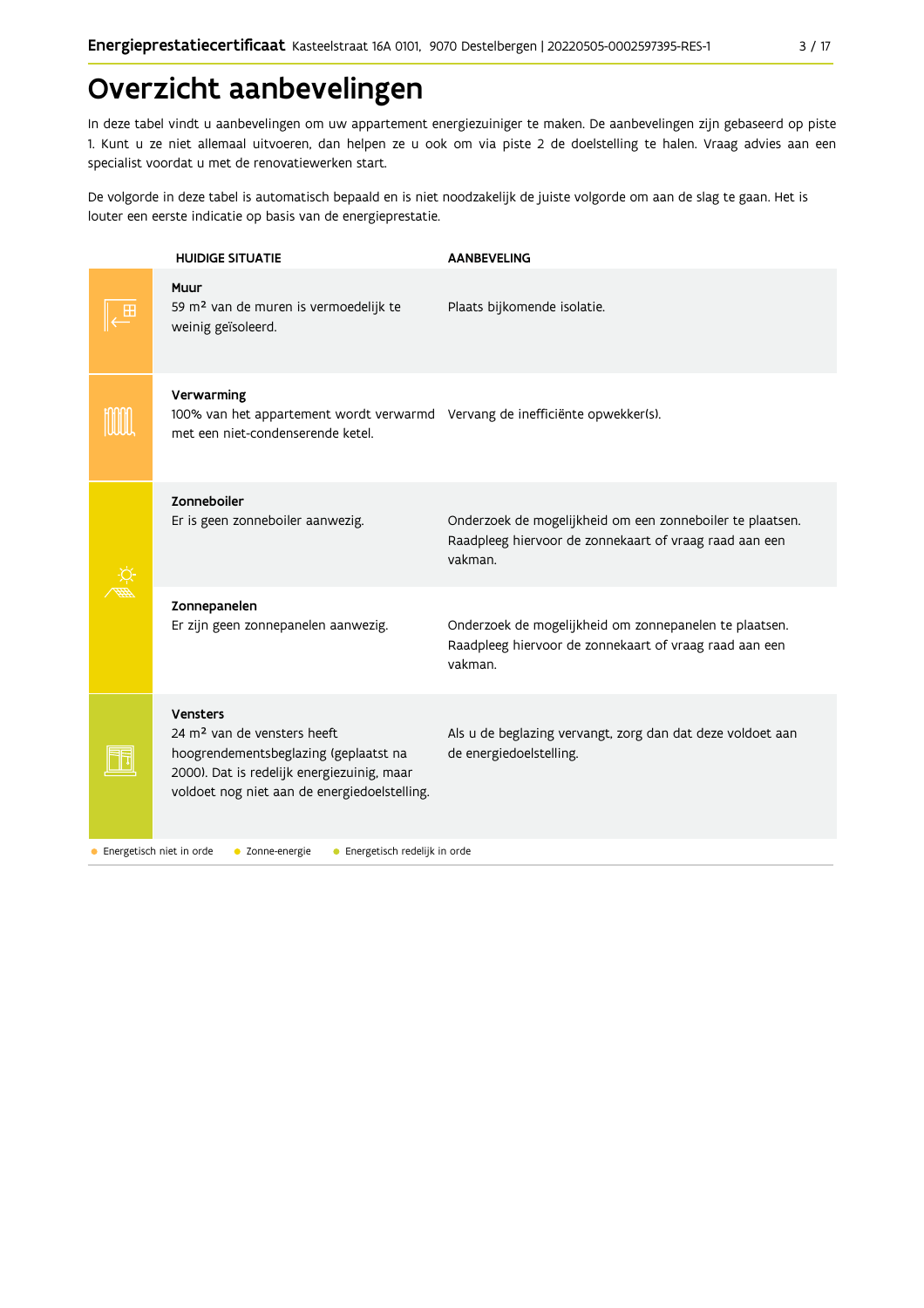# Overzicht aanbevelingen

In deze tabel vindt u aanbevelingen om uw appartement energiezuiniger te maken. De aanbevelingen zijn gebaseerd op piste 1. Kunt u ze niet allemaal uitvoeren, dan helpen ze u ook om via piste 2 de doelstelling te halen. Vraag advies aan een specialist voordat u met de renovatiewerken start.

De volgorde in deze tabel is automatisch bepaald en is niet noodzakelijk de juiste volgorde om aan de slag te gaan. Het is louter een eerste indicatie op basis van de energieprestatie.

| HUIDIGE SITUATIE | AANBEVELING |
|---|---|
| **Muur**<br>59 m² van de muren is vermoedelijk te weinig geïsoleerd. | Plaats bijkomende isolatie. |
| **Verwarming**<br>100% van het appartement wordt verwarmd met een niet-condenserende ketel. | Vervang de inefficiënte opwekker(s). |
| **Zonneboiler**<br>Er is geen zonneboiler aanwezig. | Onderzoek de mogelijkheid om een zonneboiler te plaatsen. Raadpleeg hiervoor de zonnekaart of vraag raad aan een vakman. |
| **Zonnepanelen**<br>Er zijn geen zonnepanelen aanwezig. | Onderzoek de mogelijkheid om zonnepanelen te plaatsen. Raadpleeg hiervoor de zonnekaart of vraag raad aan een vakman. |
| **Vensters**<br>24 m² van de vensters heeft hoogrendementsbeglazing (geplaatst na 2000). Dat is redelijk energiezuinig, maar voldoet nog niet aan de energiedoelstelling. | Als u de beglazing vervangt, zorg dan dat deze voldoet aan de energiedoelstelling. |

● Energetisch niet in orde ● Zonne-energie ● Energetisch redelijk in orde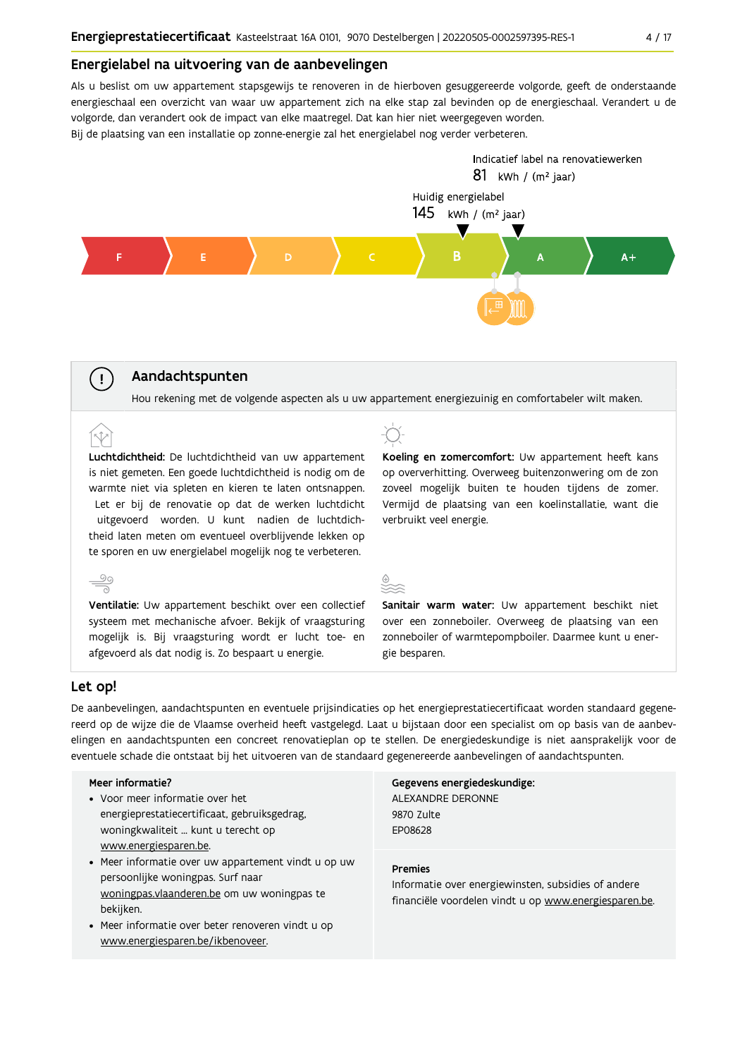## Energielabel na uitvoering van de aanbevelingen

Als u beslist om uw appartement stapsgewijs te renoveren in de hierboven gesuggereerde volgorde, geeft de onderstaande energieschaal een overzicht van waar uw appartement zich na elke stap zal bevinden op de energieschaal. Verandert u de volgorde, dan verandert ook de impact van elke maatregel. Dat kan hier niet weergegeven worden.
Bij de plaatsing van een installatie op zonne-energie zal het energielabel nog verder verbeteren.

Indicatief label na renovatiewerken
81 kWh / (m² jaar)

Huidig energielabel
145 kWh / (m² jaar)

F | E | D | C | B | A | A+

### Aandachtspunten

Hou rekening met de volgende aspecten als u uw appartement energiezuinig en comfortabeler wilt maken.

**Luchtdichtheid:** De luchtdichtheid van uw appartement is niet gemeten. Een goede luchtdichtheid is nodig om de warmte niet via spleten en kieren te laten ontsnappen. Let er bij de renovatie op dat de werken luchtdicht uitgevoerd worden. U kunt nadien de luchtdichtheid laten meten om eventueel overblijvende lekken op te sporen en uw energielabel mogelijk nog te verbeteren.

**Koeling en zomercomfort:** Uw appartement heeft kans op oververhitting. Overweeg buitenzonwering om de zon zoveel mogelijk buiten te houden tijdens de zomer. Vermijd de plaatsing van een koelinstallatie, want die verbruikt veel energie.

**Ventilatie:** Uw appartement beschikt over een collectief systeem met mechanische afvoer. Bekijk of vraagsturing mogelijk is. Bij vraagsturing wordt er lucht toe- en afgevoerd als dat nodig is. Zo bespaart u energie.

**Sanitair warm water:** Uw appartement beschikt niet over een zonneboiler. Overweeg de plaatsing van een zonneboiler of warmtepompboiler. Daarmee kunt u energie besparen.

## Let op!

De aanbevelingen, aandachtspunten en eventuele prijsindicaties op het energieprestatiecertificaat worden standaard gegenereerd op de wijze die de Vlaamse overheid heeft vastgelegd. Laat u bijstaan door een specialist om op basis van de aanbevelingen en aandachtspunten een concreet renovatieplan op te stellen. De energiedeskundige is niet aansprakelijk voor de eventuele schade die ontstaat bij het uitvoeren van de standaard gegenereerde aanbevelingen of aandachtspunten.

**Meer informatie?**

- Voor meer informatie over het energieprestatiecertificaat, gebruiksgedrag, woningkwaliteit ... kunt u terecht op www.energiesparen.be.
- Meer informatie over uw appartement vindt u op uw persoonlijke woningpas. Surf naar woningpas.vlaanderen.be om uw woningpas te bekijken.
- Meer informatie over beter renoveren vindt u op www.energiesparen.be/ikbenoveer.

**Gegevens energiedeskundige:**
ALEXANDRE DERONNE
9870 Zulte
EP08628

**Premies**
Informatie over energiewinsten, subsidies of andere financiële voordelen vindt u op www.energiesparen.be.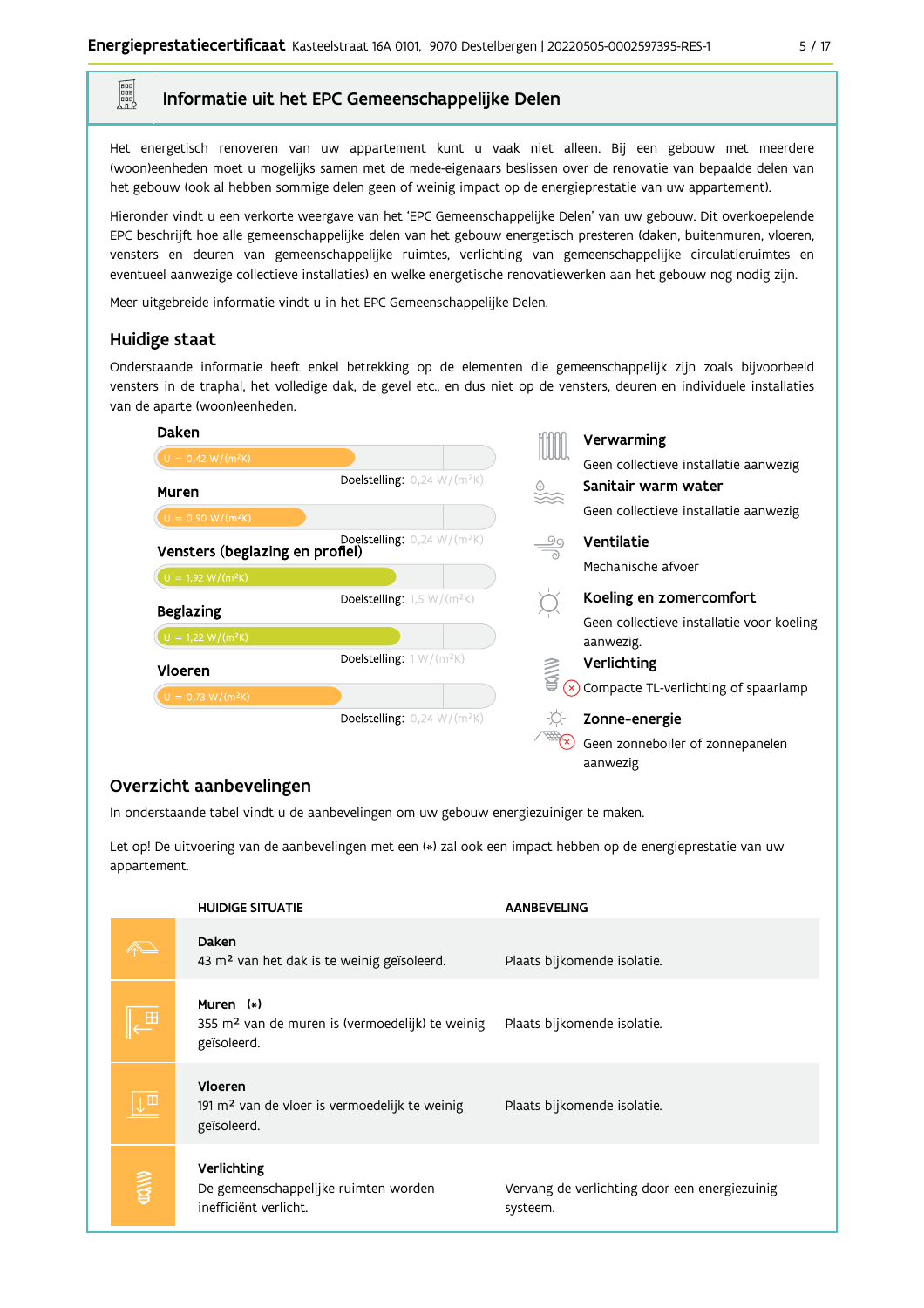## Informatie uit het EPC Gemeenschappelijke Delen

Het energetisch renoveren van uw appartement kunt u vaak niet alleen. Bij een gebouw met meerdere (woon)eenheden moet u mogelijks samen met de mede-eigenaars beslissen over de renovatie van bepaalde delen van het gebouw (ook al hebben sommige delen geen of weinig impact op de energieprestatie van uw appartement).

Hieronder vindt u een verkorte weergave van het 'EPC Gemeenschappelijke Delen' van uw gebouw. Dit overkoepelende EPC beschrijft hoe alle gemeenschappelijke delen van het gebouw energetisch presteren (daken, buitenmuren, vloeren, vensters en deuren van gemeenschappelijke ruimtes, verlichting van gemeenschappelijke circulatieruimtes en eventueel aanwezige collectieve installaties) en welke energetische renovatiewerken aan het gebouw nog nodig zijn.

Meer uitgebreide informatie vindt u in het EPC Gemeenschappelijke Delen.

### Huidige staat

Onderstaande informatie heeft enkel betrekking op de elementen die gemeenschappelijk zijn zoals bijvoorbeeld vensters in de traphal, het volledige dak, de gevel etc., en dus niet op de vensters, deuren en individuele installaties van de aparte (woon)eenheden.

**Daken**
U = 0,42 W/(m²K)
Doelstelling: 0,24 W/(m²K)

**Muren**
U = 0,90 W/(m²K)
Doelstelling: 0,24 W/(m²K)

**Vensters (beglazing en profiel)**
U = 1,92 W/(m²K)
Doelstelling: 1,5 W/(m²K)

**Beglazing**
U = 1,22 W/(m²K)
Doelstelling: 1 W/(m²K)

**Vloeren**
U = 0,73 W/(m²K)
Doelstelling: 0,24 W/(m²K)

**Verwarming**
Geen collectieve installatie aanwezig

**Sanitair warm water**
Geen collectieve installatie aanwezig

**Ventilatie**
Mechanische afvoer

**Koeling en zomercomfort**
Geen collectieve installatie voor koeling aanwezig.

**Verlichting**
Compacte TL-verlichting of spaarlamp

**Zonne-energie**
Geen zonneboiler of zonnepanelen aanwezig

### Overzicht aanbevelingen

In onderstaande tabel vindt u de aanbevelingen om uw gebouw energiezuiniger te maken.

Let op! De uitvoering van de aanbevelingen met een (*) zal ook een impact hebben op de energieprestatie van uw appartement.

| HUIDIGE SITUATIE | AANBEVELING |
|---|---|
| **Daken**<br>43 m² van het dak is te weinig geïsoleerd. | Plaats bijkomende isolatie. |
| **Muren (*)**<br>355 m² van de muren is (vermoedelijk) te weinig geïsoleerd. | Plaats bijkomende isolatie. |
| **Vloeren**<br>191 m² van de vloer is vermoedelijk te weinig geïsoleerd. | Plaats bijkomende isolatie. |
| **Verlichting**<br>De gemeenschappelijke ruimten worden inefficiënt verlicht. | Vervang de verlichting door een energiezuinig systeem. |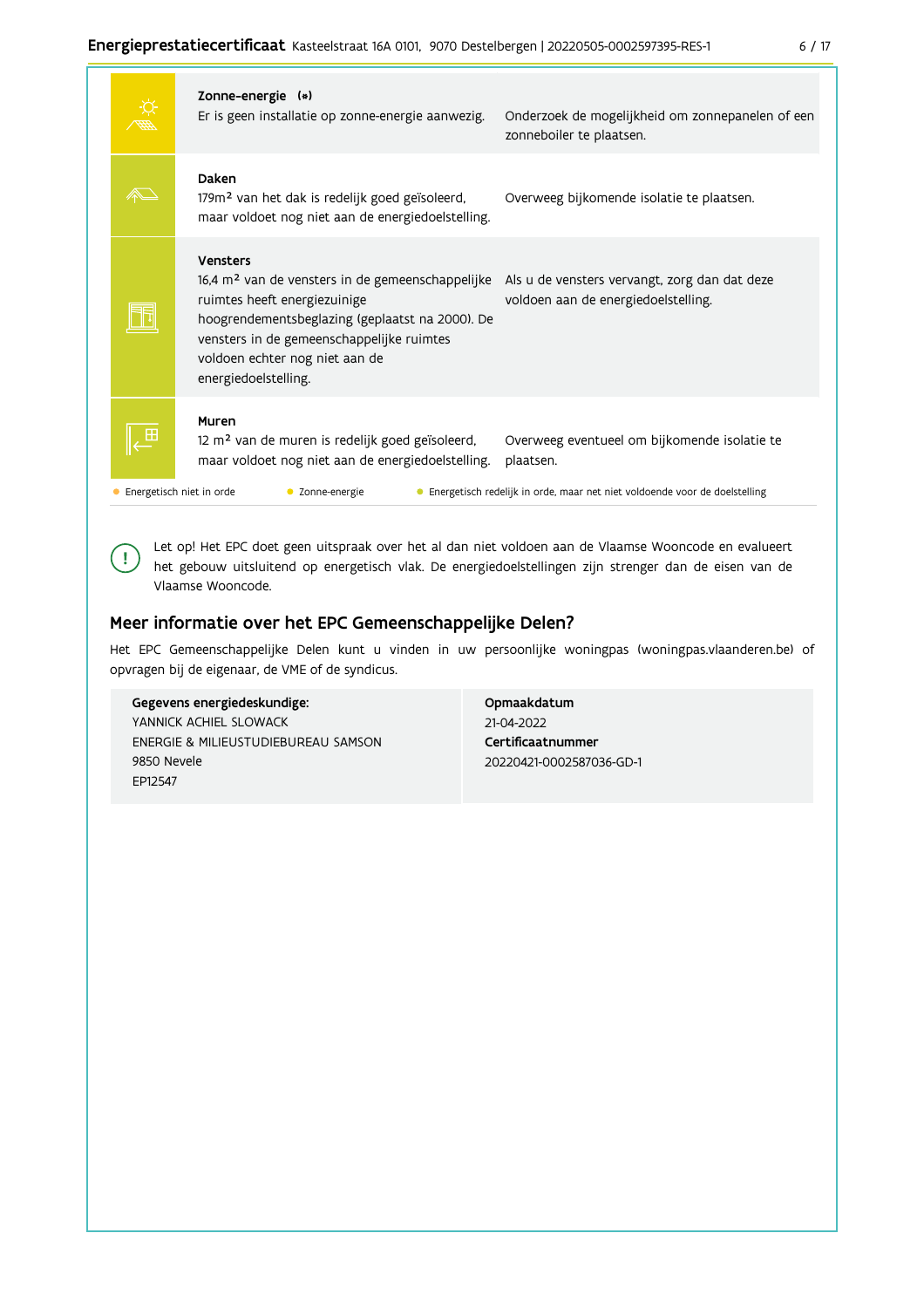| | | |
|---|---|---|
| | **Zonne-energie (*)**<br>Er is geen installatie op zonne-energie aanwezig. | Onderzoek de mogelijkheid om zonnepanelen of een zonneboiler te plaatsen. |
| | **Daken**<br>179m² van het dak is redelijk goed geïsoleerd, maar voldoet nog niet aan de energiedoelstelling. | Overweeg bijkomende isolatie te plaatsen. |
| | **Vensters**<br>16,4 m² van de vensters in de gemeenschappelijke ruimtes heeft energiezuinige hoogrendementsbeglazing (geplaatst na 2000). De vensters in de gemeenschappelijke ruimtes voldoen echter nog niet aan de energiedoelstelling. | Als u de vensters vervangt, zorg dan dat deze voldoen aan de energiedoelstelling. |
| | **Muren**<br>12 m² van de muren is redelijk goed geïsoleerd, maar voldoet nog niet aan de energiedoelstelling. | Overweeg eventueel om bijkomende isolatie te plaatsen. |

- Energetisch niet in orde
- Zonne-energie
- Energetisch redelijk in orde, maar net niet voldoende voor de doelstelling

Let op! Het EPC doet geen uitspraak over het al dan niet voldoen aan de Vlaamse Wooncode en evalueert het gebouw uitsluitend op energetisch vlak. De energiedoelstellingen zijn strenger dan de eisen van de Vlaamse Wooncode.

## Meer informatie over het EPC Gemeenschappelijke Delen?

Het EPC Gemeenschappelijke Delen kunt u vinden in uw persoonlijke woningpas (woningpas.vlaanderen.be) of opvragen bij de eigenaar, de VME of de syndicus.

| **Gegevens energiedeskundige:**<br>YANNICK ACHIEL SLOWACK<br>ENERGIE & MILIEUSTUDIEBUREAU SAMSON<br>9850 Nevele<br>EP12547 | **Opmaakdatum**<br>21-04-2022<br>**Certificaatnummer**<br>20220421-0002587036-GD-1 |
|---|---|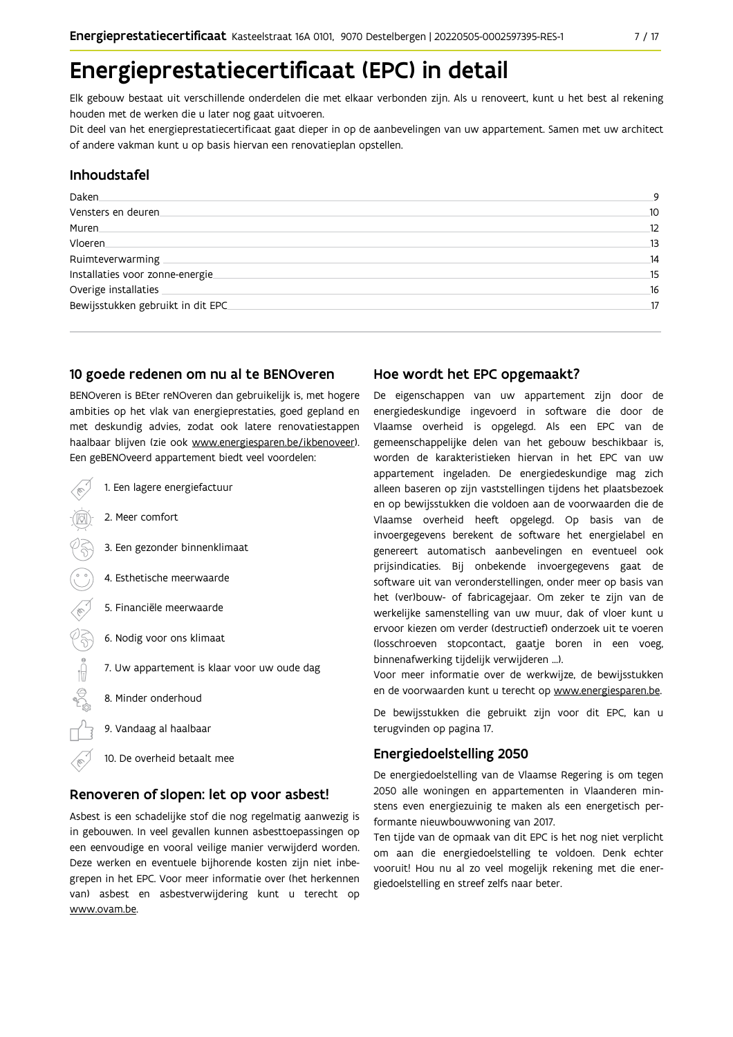# Energieprestatiecertificaat (EPC) in detail

Elk gebouw bestaat uit verschillende onderdelen die met elkaar verbonden zijn. Als u renoveert, kunt u het best al rekening houden met de werken die u later nog gaat uitvoeren.

Dit deel van het energieprestatiecertificaat gaat dieper in op de aanbevelingen van uw appartement. Samen met uw architect of andere vakman kunt u op basis hiervan een renovatieplan opstellen.

## Inhoudstafel

| | |
|---|---|
| Daken | 9 |
| Vensters en deuren | 10 |
| Muren | 12 |
| Vloeren | 13 |
| Ruimteverwarming | 14 |
| Installaties voor zonne-energie | 15 |
| Overige installaties | 16 |
| Bewijsstukken gebruikt in dit EPC | 17 |

## 10 goede redenen om nu al te BENOveren

BENOveren is BEter reNOveren dan gebruikelijk is, met hogere ambities op het vlak van energieprestaties, goed gepland en met deskundig advies, zodat ook latere renovatiestappen haalbaar blijven (zie ook www.energiesparen.be/ikbenoveer). Een geBENOveerd appartement biedt veel voordelen:

1. Een lagere energiefactuur
2. Meer comfort
3. Een gezonder binnenklimaat
4. Esthetische meerwaarde
5. Financiële meerwaarde
6. Nodig voor ons klimaat
7. Uw appartement is klaar voor uw oude dag
8. Minder onderhoud
9. Vandaag al haalbaar
10. De overheid betaalt mee

## Renoveren of slopen: let op voor asbest!

Asbest is een schadelijke stof die nog regelmatig aanwezig is in gebouwen. In veel gevallen kunnen asbesttoepassingen op een eenvoudige en vooral veilige manier verwijderd worden. Deze werken en eventuele bijhorende kosten zijn niet inbegrepen in het EPC. Voor meer informatie over (het herkennen van) asbest en asbestverwijdering kunt u terecht op www.ovam.be.

## Hoe wordt het EPC opgemaakt?

De eigenschappen van uw appartement zijn door de energiedeskundige ingevoerd in software die door de Vlaamse overheid is opgelegd. Als een EPC van de gemeenschappelijke delen van het gebouw beschikbaar is, worden de karakteristieken hiervan in het EPC van uw appartement ingeladen. De energiedeskundige mag zich alleen baseren op zijn vaststellingen tijdens het plaatsbezoek en op bewijsstukken die voldoen aan de voorwaarden die de Vlaamse overheid heeft opgelegd. Op basis van de invoergegevens berekent de software het energielabel en genereert automatisch aanbevelingen en eventueel ook prijsindicaties. Bij onbekende invoergegevens gaat de software uit van veronderstellingen, onder meer op basis van het (ver)bouw- of fabricagejaar. Om zeker te zijn van de werkelijke samenstelling van uw muur, dak of vloer kunt u ervoor kiezen om verder (destructief) onderzoek uit te voeren (losschroeven stopcontact, gaatje boren in een voeg, binnenafwerking tijdelijk verwijderen ...).

Voor meer informatie over de werkwijze, de bewijsstukken en de voorwaarden kunt u terecht op www.energiesparen.be.

De bewijsstukken die gebruikt zijn voor dit EPC, kan u terugvinden op pagina 17.

## Energiedoelstelling 2050

De energiedoelstelling van de Vlaamse Regering is om tegen 2050 alle woningen en appartementen in Vlaanderen minstens even energiezuinig te maken als een energetisch performante nieuwbouwwoning van 2017.

Ten tijde van de opmaak van dit EPC is het nog niet verplicht om aan die energiedoelstelling te voldoen. Denk echter vooruit! Hou nu al zo veel mogelijk rekening met die energiedoelstelling en streef zelfs naar beter.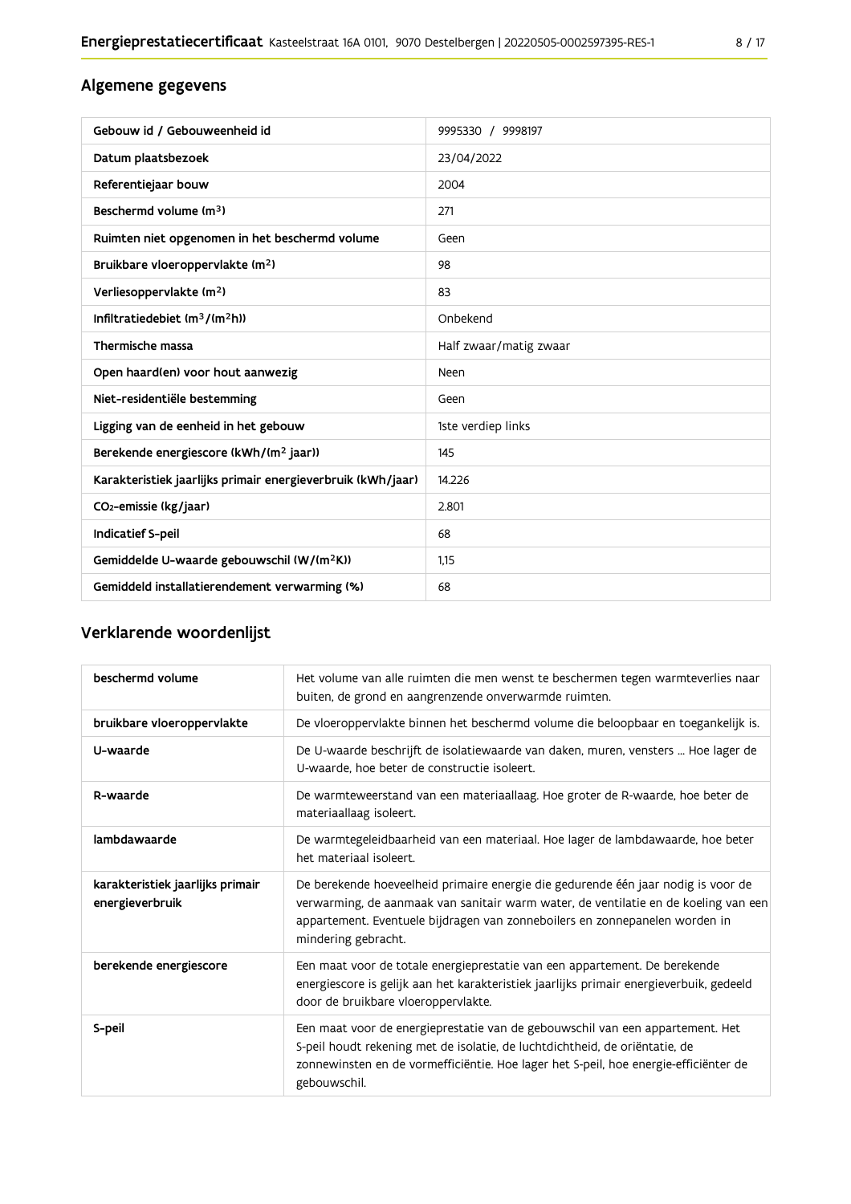## Algemene gegevens

| Gebouw id / Gebouweenheid id | 9995330 / 9998197 |
| --- | --- |
| Datum plaatsbezoek | 23/04/2022 |
| Referentiejaar bouw | 2004 |
| Beschermd volume ($m^3$) | 271 |
| Ruimten niet opgenomen in het beschermd volume | Geen |
| Bruikbare vloeroppervlakte ($m^2$) | 98 |
| Verliesoppervlakte ($m^2$) | 83 |
| Infiltratiedebiet ($m^3/(m^2h)$) | Onbekend |
| Thermische massa | Half zwaar/matig zwaar |
| Open haard(en) voor hout aanwezig | Neen |
| Niet-residentiële bestemming | Geen |
| Ligging van de eenheid in het gebouw | 1ste verdiep links |
| Berekende energiescore (kWh/($m^2$ jaar)) | 145 |
| Karakteristiek jaarlijks primair energieverbruik (kWh/jaar) | 14.226 |
| $CO_2$-emissie (kg/jaar) | 2.801 |
| Indicatief S-peil | 68 |
| Gemiddelde U-waarde gebouwschil (W/($m^2$K)) | 1,15 |
| Gemiddeld installatierendement verwarming (%) | 68 |

## Verklarende woordenlijst

| beschermd volume | Het volume van alle ruimten die men wenst te beschermen tegen warmteverlies naar buiten, de grond en aangrenzende onverwarmde ruimten. |
| --- | --- |
| bruikbare vloeroppervlakte | De vloeroppervlakte binnen het beschermd volume die beloopbaar en toegankelijk is. |
| U-waarde | De U-waarde beschrijft de isolatiewaarde van daken, muren, vensters ... Hoe lager de U-waarde, hoe beter de constructie isoleert. |
| R-waarde | De warmteweerstand van een materiaallaag. Hoe groter de R-waarde, hoe beter de materiaallaag isoleert. |
| lambdawaarde | De warmtegeleidbaarheid van een materiaal. Hoe lager de lambdawaarde, hoe beter het materiaal isoleert. |
| karakteristiek jaarlijks primair energieverbruik | De berekende hoeveelheid primaire energie die gedurende één jaar nodig is voor de verwarming, de aanmaak van sanitair warm water, de ventilatie en de koeling van een appartement. Eventuele bijdragen van zonneboilers en zonnepanelen worden in mindering gebracht. |
| berekende energiescore | Een maat voor de totale energieprestatie van een appartement. De berekende energiescore is gelijk aan het karakteristiek jaarlijks primair energieverbuik, gedeeld door de bruikbare vloeroppervlakte. |
| S-peil | Een maat voor de energieprestatie van de gebouwschil van een appartement. Het S-peil houdt rekening met de isolatie, de luchtdichtheid, de oriëntatie, de zonnewinsten en de vormefficiëntie. Hoe lager het S-peil, hoe energie-efficiënter de gebouwschil. |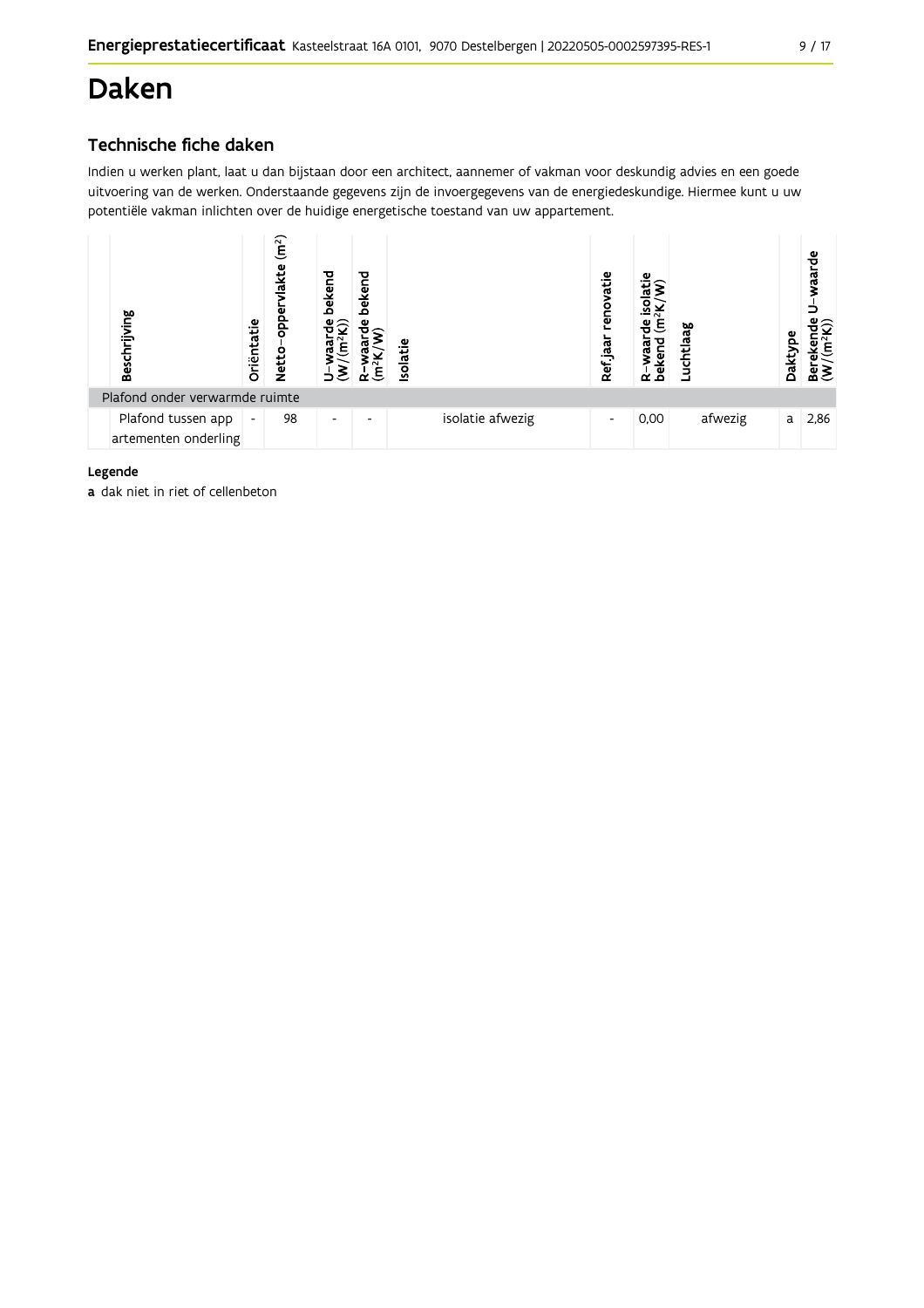# Daken

## Technische fiche daken

Indien u werken plant, laat u dan bijstaan door een architect, aannemer of vakman voor deskundig advies en een goede uitvoering van de werken. Onderstaande gegevens zijn de invoergegevens van de energiedeskundige. Hiermee kunt u uw potentiële vakman inlichten over de huidige energetische toestand van uw appartement.

| Beschrijving | Oriëntatie | Netto-oppervlakte ($m^2$) | U-waarde bekend ($W/(m^2K)$) | R-waarde bekend ($m^2K/W$) | Isolatie | Ref.jaar renovatie | R-waarde isolatie bekend ($m^2K/W$) | Luchtlaag | Daktype | Berekende U-waarde ($W/(m^2K)$) |
|---|---|---|---|---|---|---|---|---|---|---|
| Plafond onder verwarmde ruimte | | | | | | | | | | |
| Plafond tussen appartementen onderling | - | 98 | - | - | isolatie afwezig | - | 0,00 | afwezig | a | 2,86 |

**Legende**

**a** dak niet in riet of cellenbeton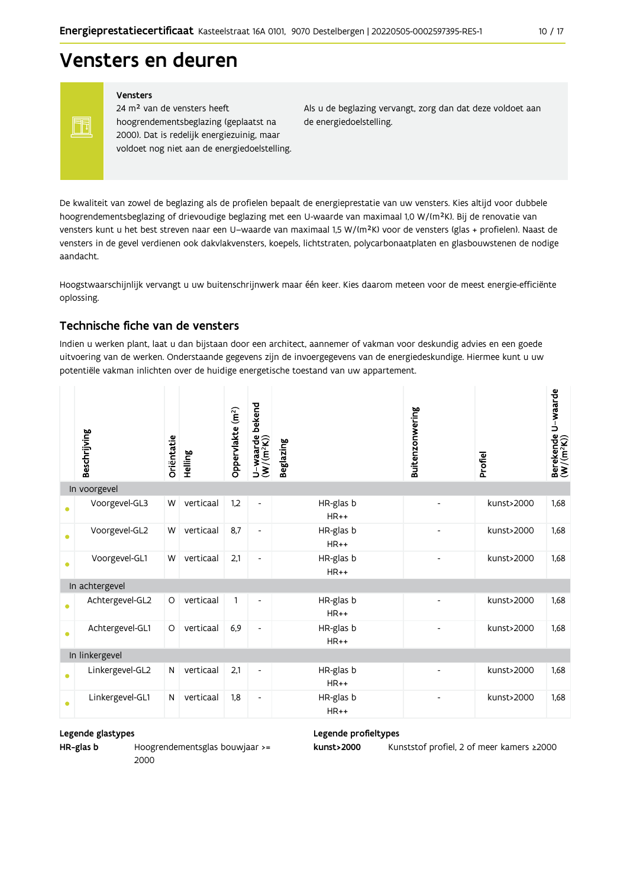# Vensters en deuren

**Vensters**

24 m² van de vensters heeft hoogrendementsbeglazing (geplaatst na 2000). Dat is redelijk energiezuinig, maar voldoet nog niet aan de energiedoelstelling.

Als u de beglazing vervangt, zorg dan dat deze voldoet aan de energiedoelstelling.

De kwaliteit van zowel de beglazing als de profielen bepaalt de energieprestatie van uw vensters. Kies altijd voor dubbele hoogrendementsbeglazing of drievoudige beglazing met een U-waarde van maximaal 1,0 W/(m²K). Bij de renovatie van vensters kunt u het best streven naar een U–waarde van maximaal 1,5 W/(m²K) voor de vensters (glas + profielen). Naast de vensters in de gevel verdienen ook dakvlakvensters, koepels, lichtstraten, polycarbonaatplaten en glasbouwstenen de nodige aandacht.

Hoogstwaarschijnlijk vervangt u uw buitenschrijnwerk maar één keer. Kies daarom meteen voor de meest energie-efficiënte oplossing.

## Technische fiche van de vensters

Indien u werken plant, laat u dan bijstaan door een architect, aannemer of vakman voor deskundig advies en een goede uitvoering van de werken. Onderstaande gegevens zijn de invoergegevens van de energiedeskundige. Hiermee kunt u uw potentiële vakman inlichten over de huidige energetische toestand van uw appartement.

| | Beschrijving | Oriëntatie | Helling | Oppervlakte (m²) | U-waarde bekend (W/(m²K)) | Beglazing | Buitenzonwering | Profiel | Berekende U-waarde (W/(m²K)) |
|---|---|---|---|---|---|---|---|---|---|
| **In voorgevel** | | | | | | | | | |
| • | Voorgevel-GL3 | W | verticaal | 1,2 | - | HR-glas b HR++ | - | kunst>2000 | 1,68 |
| • | Voorgevel-GL2 | W | verticaal | 8,7 | - | HR-glas b HR++ | - | kunst>2000 | 1,68 |
| • | Voorgevel-GL1 | W | verticaal | 2,1 | - | HR-glas b HR++ | - | kunst>2000 | 1,68 |
| **In achtergevel** | | | | | | | | | |
| • | Achtergevel-GL2 | O | verticaal | 1 | - | HR-glas b HR++ | - | kunst>2000 | 1,68 |
| • | Achtergevel-GL1 | O | verticaal | 6,9 | - | HR-glas b HR++ | - | kunst>2000 | 1,68 |
| **In linkergevel** | | | | | | | | | |
| • | Linkergevel-GL2 | N | verticaal | 2,1 | - | HR-glas b HR++ | - | kunst>2000 | 1,68 |
| • | Linkergevel-GL1 | N | verticaal | 1,8 | - | HR-glas b HR++ | - | kunst>2000 | 1,68 |

**Legende glastypes**

**HR-glas b** Hoogrendementsglas bouwjaar >= 2000

**Legende profieltypes**

**kunst>2000** Kunststof profiel, 2 of meer kamers ≥2000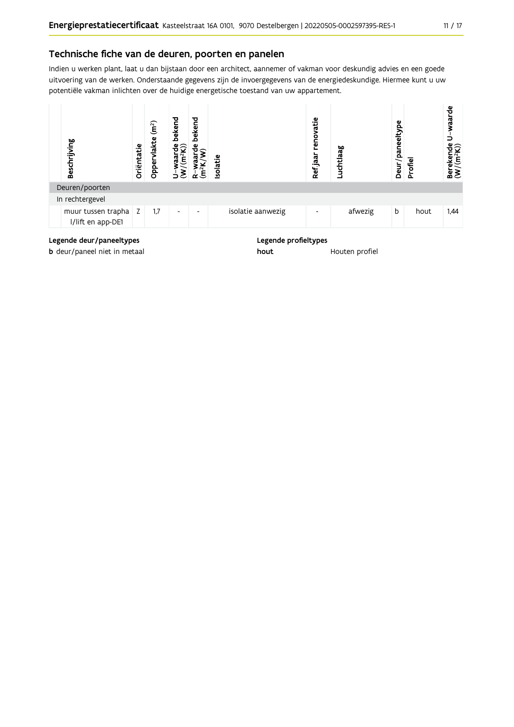## Technische fiche van de deuren, poorten en panelen

Indien u werken plant, laat u dan bijstaan door een architect, aannemer of vakman voor deskundig advies en een goede uitvoering van de werken. Onderstaande gegevens zijn de invoergegevens van de energiedeskundige. Hiermee kunt u uw potentiële vakman inlichten over de huidige energetische toestand van uw appartement.

| Beschrijving | Oriëntatie | Oppervlakte ($m^2$) | U-waarde bekend ($W/(m^2K)$) | R-waarde bekend ($m^2K/W$) | Isolatie | Ref.jaar renovatie | Luchtlaag | Deur/paneeltype | Profiel | Berekende U-waarde ($W/(m^2K)$) |
|---|---|---|---|---|---|---|---|---|---|---|
| Deuren/poorten | | | | | | | | | | |
| In rechtergevel | | | | | | | | | | |
| muur tussen traphal/lift en app-DE1 | Z | 1,7 | - | - | isolatie aanwezig | - | afwezig | b | hout | 1,44 |

**Legende deur/paneeltypes**

**b** deur/paneel niet in metaal

**Legende profieltypes**

**hout** Houten profiel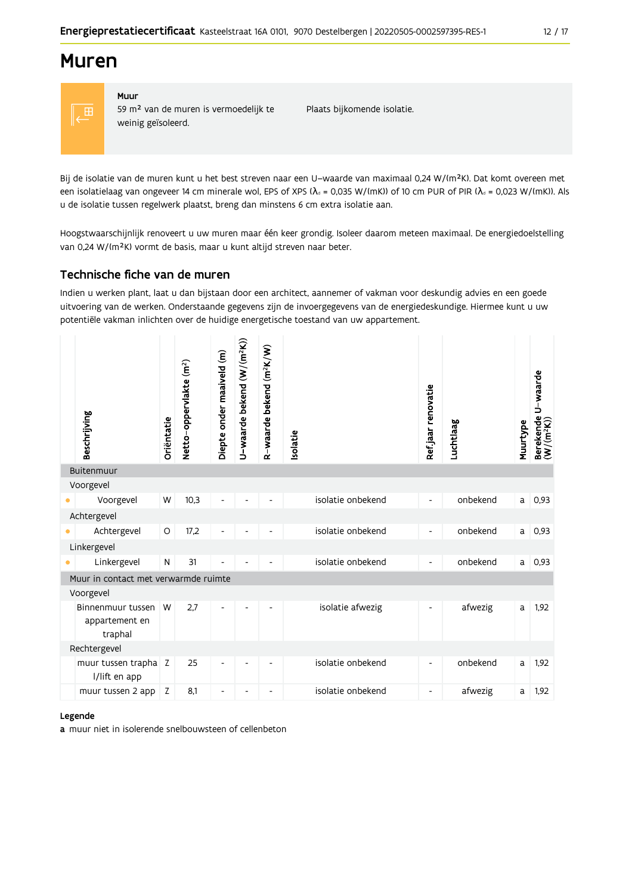# Muren

**Muur**
59 m² van de muren is vermoedelijk te weinig geïsoleerd.

Plaats bijkomende isolatie.

Bij de isolatie van de muren kunt u het best streven naar een U-waarde van maximaal 0,24 W/(m²K). Dat komt overeen met een isolatielaag van ongeveer 14 cm minerale wol, EPS of XPS ($\lambda_d$ = 0,035 W/(mK)) of 10 cm PUR of PIR ($\lambda_d$ = 0,023 W/(mK)). Als u de isolatie tussen regelwerk plaatst, breng dan minstens 6 cm extra isolatie aan.

Hoogstwaarschijnlijk renoveert u uw muren maar één keer grondig. Isoleer daarom meteen maximaal. De energiedoelstelling van 0,24 W/(m²K) vormt de basis, maar u kunt altijd streven naar beter.

## Technische fiche van de muren

Indien u werken plant, laat u dan bijstaan door een architect, aannemer of vakman voor deskundig advies en een goede uitvoering van de werken. Onderstaande gegevens zijn de invoergegevens van de energiedeskundige. Hiermee kunt u uw potentiële vakman inlichten over de huidige energetische toestand van uw appartement.

| | Beschrijving | Oriëntatie | Netto-oppervlakte (m²) | Diepte onder maaiveld (m) | U-waarde bekend (W/(m²K)) | R-waarde bekend (m²K/W) | Isolatie | Ref.jaar renovatie | Luchtlaag | Muurtype | Berekende U-waarde (W/(m²K)) |
|---|---|---|---|---|---|---|---|---|---|---|---|
| Buitenmuur | | | | | | | | | | | |
| Voorgevel | | | | | | | | | | | |
| • | Voorgevel | W | 10,3 | - | - | - | isolatie onbekend | - | onbekend | a | 0,93 |
| Achtergevel | | | | | | | | | | | |
| • | Achtergevel | O | 17,2 | - | - | - | isolatie onbekend | - | onbekend | a | 0,93 |
| Linkergevel | | | | | | | | | | | |
| • | Linkergevel | N | 31 | - | - | - | isolatie onbekend | - | onbekend | a | 0,93 |
| Muur in contact met verwarmde ruimte | | | | | | | | | | | |
| Voorgevel | | | | | | | | | | | |
| | Binnenmuur tussen appartement en traphal | W | 2,7 | - | - | - | isolatie afwezig | - | afwezig | a | 1,92 |
| Rechtergevel | | | | | | | | | | | |
| | muur tussen traphal/lift en app | Z | 25 | - | - | - | isolatie onbekend | - | onbekend | a | 1,92 |
| | muur tussen 2 app | Z | 8,1 | - | - | - | isolatie onbekend | - | afwezig | a | 1,92 |

**Legende**
**a** muur niet in isolerende snelbouwsteen of cellenbeton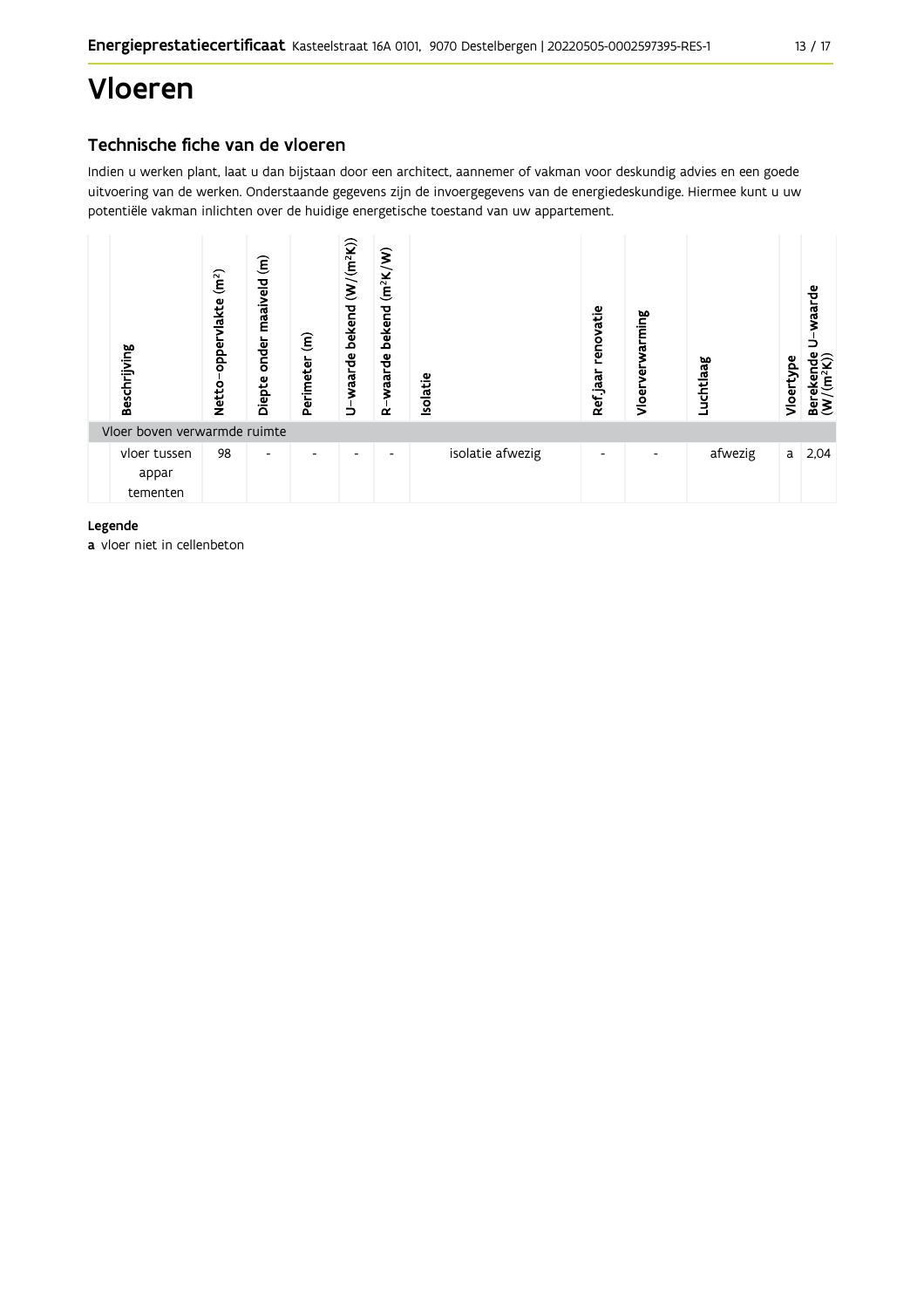# Vloeren

## Technische fiche van de vloeren

Indien u werken plant, laat u dan bijstaan door een architect, aannemer of vakman voor deskundig advies en een goede uitvoering van de werken. Onderstaande gegevens zijn de invoergegevens van de energiedeskundige. Hiermee kunt u uw potentiële vakman inlichten over de huidige energetische toestand van uw appartement.

| Beschrijving | Netto-oppervlakte ($m^2$) | Diepte onder maaiveld (m) | Perimeter (m) | U-waarde bekend ($W/(m^2K)$) | R-waarde bekend ($m^2K/W$) | Isolatie | Ref.jaar renovatie | Vloerverwarming | Luchtlaag | Vloertype | Berekende U-waarde ($W/(m^2K)$) |
|---|---|---|---|---|---|---|---|---|---|---|---|
| **Vloer boven verwarmde ruimte** | | | | | | | | | | | |
| vloer tussen appar tementen | 98 | - | - | - | - | isolatie afwezig | - | - | afwezig | a | 2,04 |

**Legende**

**a** vloer niet in cellenbeton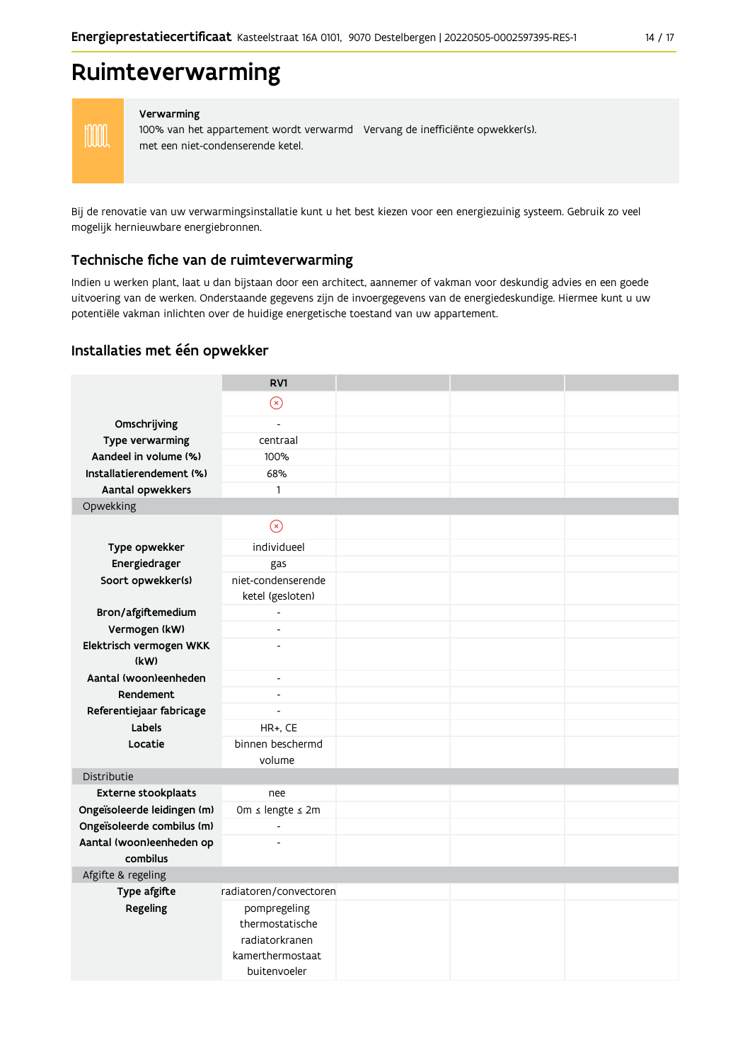# Ruimteverwarming

**Verwarming**

100% van het appartement wordt verwarmd met een niet-condenserende ketel.

Vervang de inefficiënte opwekker(s).

Bij de renovatie van uw verwarmingsinstallatie kunt u het best kiezen voor een energiezuinig systeem. Gebruik zo veel mogelijk hernieuwbare energiebronnen.

## Technische fiche van de ruimteverwarming

Indien u werken plant, laat u dan bijstaan door een architect, aannemer of vakman voor deskundig advies en een goede uitvoering van de werken. Onderstaande gegevens zijn de invoergegevens van de energiedeskundige. Hiermee kunt u uw potentiële vakman inlichten over de huidige energetische toestand van uw appartement.

## Installaties met één opwekker

| | RV1 | | | |
|---|---|---|---|---|
| | ⊗ | | | |
| **Omschrijving** | - | | | |
| **Type verwarming** | centraal | | | |
| **Aandeel in volume (%)** | 100% | | | |
| **Installatierendement (%)** | 68% | | | |
| **Aantal opwekkers** | 1 | | | |
| Opwekking | | | | |
| | ⊗ | | | |
| **Type opwekker** | individueel | | | |
| **Energiedrager** | gas | | | |
| **Soort opwekker(s)** | niet-condenserende ketel (gesloten) | | | |
| **Bron/afgiftemedium** | - | | | |
| **Vermogen (kW)** | - | | | |
| **Elektrisch vermogen WKK (kW)** | - | | | |
| **Aantal (woon)eenheden** | - | | | |
| **Rendement** | - | | | |
| **Referentiejaar fabricage** | - | | | |
| **Labels** | HR+, CE | | | |
| **Locatie** | binnen beschermd volume | | | |
| Distributie | | | | |
| **Externe stookplaats** | nee | | | |
| **Ongeïsoleerde leidingen (m)** | 0m ≤ lengte ≤ 2m | | | |
| **Ongeïsoleerde combilus (m)** | - | | | |
| **Aantal (woon)eenheden op combilus** | - | | | |
| Afgifte & regeling | | | | |
| **Type afgifte** | radiatoren/convectoren | | | |
| **Regeling** | pompregeling<br>thermostatische radiatorkranen<br>kamerthermostaat<br>buitenvoeler | | | |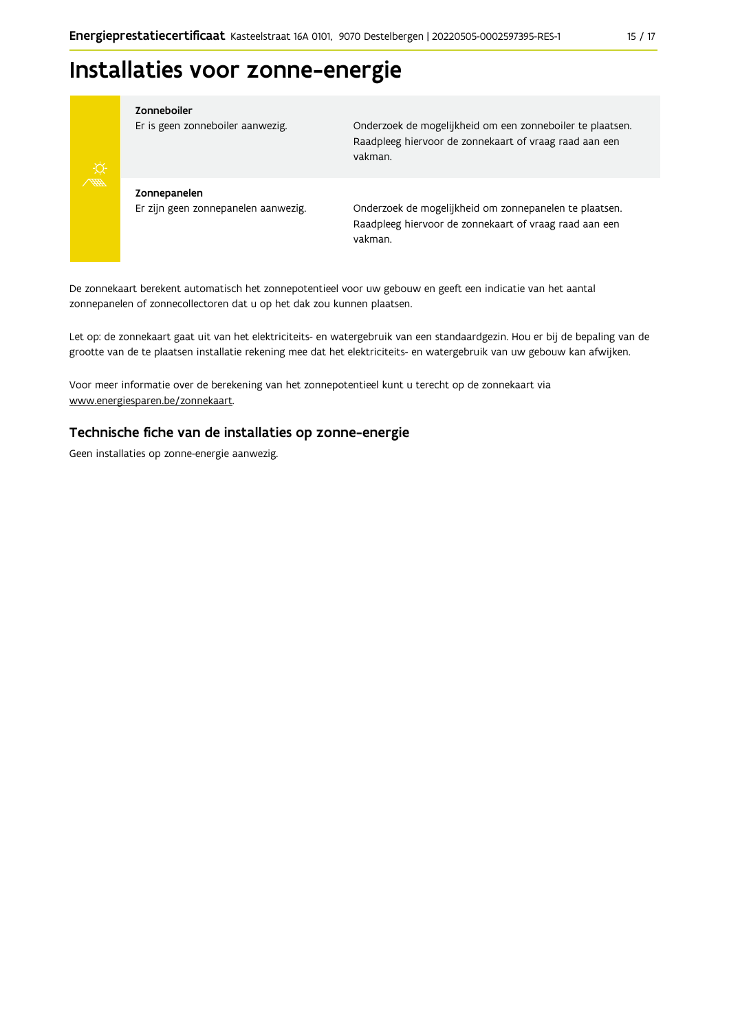# Installaties voor zonne-energie

| | |
|---|---|
| **Zonneboiler**<br>Er is geen zonneboiler aanwezig. | Onderzoek de mogelijkheid om een zonneboiler te plaatsen. Raadpleeg hiervoor de zonnekaart of vraag raad aan een vakman. |
| **Zonnepanelen**<br>Er zijn geen zonnepanelen aanwezig. | Onderzoek de mogelijkheid om zonnepanelen te plaatsen. Raadpleeg hiervoor de zonnekaart of vraag raad aan een vakman. |

De zonnekaart berekent automatisch het zonnepotentieel voor uw gebouw en geeft een indicatie van het aantal zonnepanelen of zonnecollectoren dat u op het dak zou kunnen plaatsen.

Let op: de zonnekaart gaat uit van het elektriciteits- en watergebruik van een standaardgezin. Hou er bij de bepaling van de grootte van de te plaatsen installatie rekening mee dat het elektriciteits- en watergebruik van uw gebouw kan afwijken.

Voor meer informatie over de berekening van het zonnepotentieel kunt u terecht op de zonnekaart via www.energiesparen.be/zonnekaart.

## Technische fiche van de installaties op zonne-energie

Geen installaties op zonne-energie aanwezig.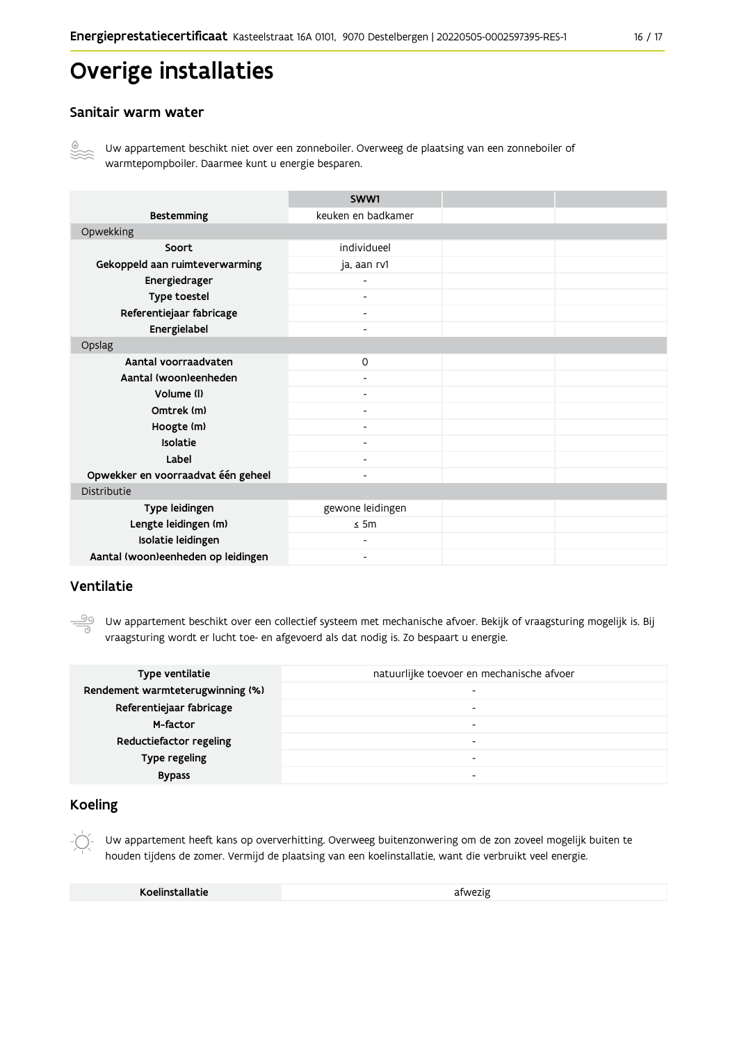# Overige installaties

## Sanitair warm water

Uw appartement beschikt niet over een zonneboiler. Overweeg de plaatsing van een zonneboiler of warmtepompboiler. Daarmee kunt u energie besparen.

| | SWW1 | | |
|---|---|---|---|
| **Bestemming** | keuken en badkamer | | |
| Opwekking | | | |
| **Soort** | individueel | | |
| **Gekoppeld aan ruimteverwarming** | ja, aan rv1 | | |
| **Energiedrager** | - | | |
| **Type toestel** | - | | |
| **Referentiejaar fabricage** | - | | |
| **Energielabel** | - | | |
| Opslag | | | |
| **Aantal voorraadvaten** | 0 | | |
| **Aantal (woon)eenheden** | - | | |
| **Volume (l)** | - | | |
| **Omtrek (m)** | - | | |
| **Hoogte (m)** | - | | |
| **Isolatie** | - | | |
| **Label** | - | | |
| **Opwekker en voorraadvat één geheel** | - | | |
| Distributie | | | |
| **Type leidingen** | gewone leidingen | | |
| **Lengte leidingen (m)** | ≤ 5m | | |
| **Isolatie leidingen** | - | | |
| **Aantal (woon)eenheden op leidingen** | - | | |

## Ventilatie

Uw appartement beschikt over een collectief systeem met mechanische afvoer. Bekijk of vraagsturing mogelijk is. Bij vraagsturing wordt er lucht toe- en afgevoerd als dat nodig is. Zo bespaart u energie.

| | |
|---|---|
| **Type ventilatie** | natuurlijke toevoer en mechanische afvoer |
| **Rendement warmteterugwinning (%)** | - |
| **Referentiejaar fabricage** | - |
| **M-factor** | - |
| **Reductiefactor regeling** | - |
| **Type regeling** | - |
| **Bypass** | - |

## Koeling

Uw appartement heeft kans op oververhitting. Overweeg buitenzonwering om de zon zoveel mogelijk buiten te houden tijdens de zomer. Vermijd de plaatsing van een koelinstallatie, want die verbruikt veel energie.

| | |
|---|---|
| **Koelinstallatie** | afwezig |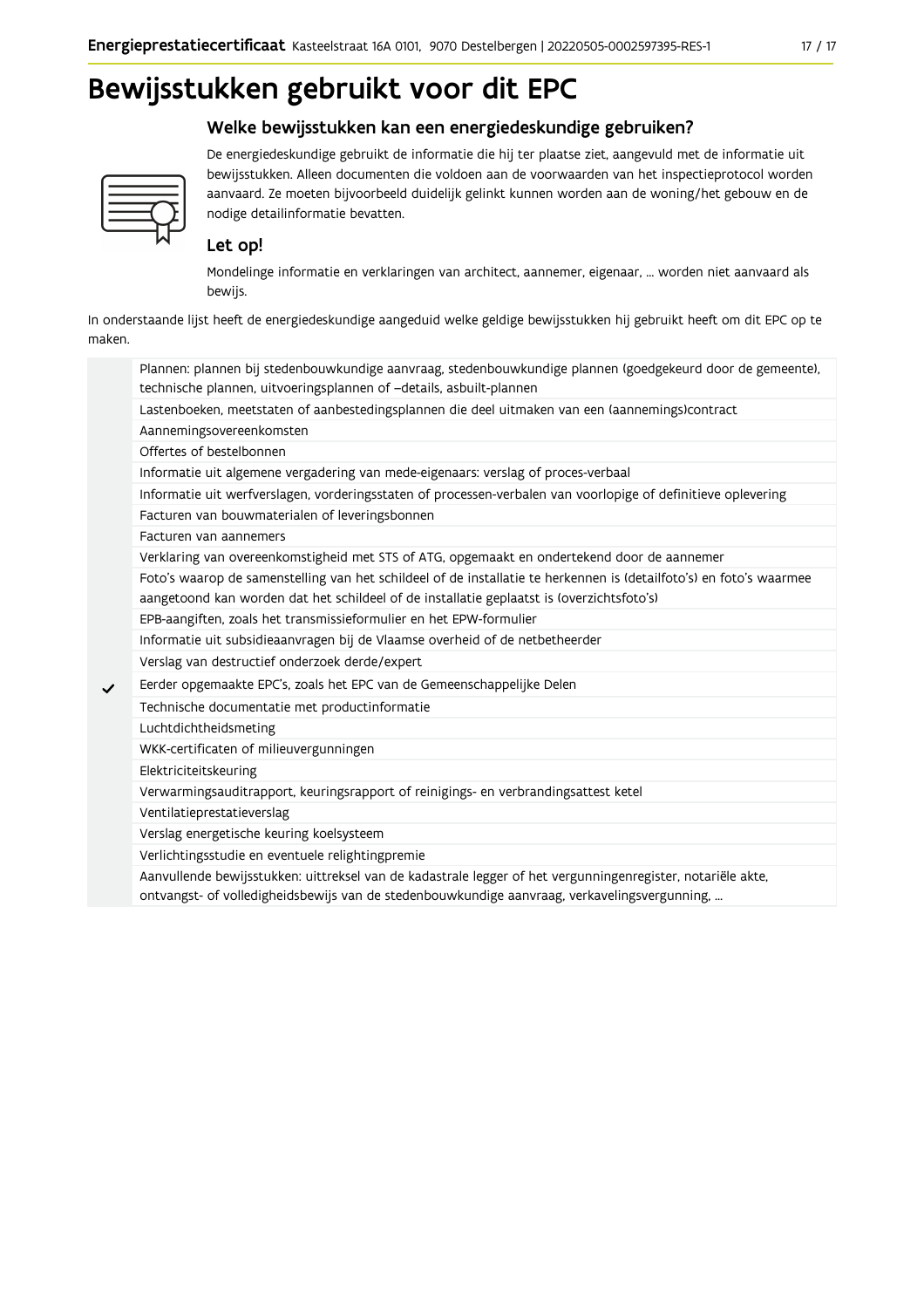# Bewijsstukken gebruikt voor dit EPC

## Welke bewijsstukken kan een energiedeskundige gebruiken?

De energiedeskundige gebruikt de informatie die hij ter plaatse ziet, aangevuld met de informatie uit bewijsstukken. Alleen documenten die voldoen aan de voorwaarden van het inspectieprotocol worden aanvaard. Ze moeten bijvoorbeeld duidelijk gelinkt kunnen worden aan de woning/het gebouw en de nodige detailinformatie bevatten.

## Let op!

Mondelinge informatie en verklaringen van architect, aannemer, eigenaar, ... worden niet aanvaard als bewijs.

In onderstaande lijst heeft de energiedeskundige aangeduid welke geldige bewijsstukken hij gebruikt heeft om dit EPC op te maken.

| | |
|---|---|
| | Plannen: plannen bij stedenbouwkundige aanvraag, stedenbouwkundige plannen (goedgekeurd door de gemeente), technische plannen, uitvoeringsplannen of –details, asbuilt-plannen |
| | Lastenboeken, meetstaten of aanbestedingsplannen die deel uitmaken van een (aannemings)contract |
| | Aannemingsovereenkomsten |
| | Offertes of bestelbonnen |
| | Informatie uit algemene vergadering van mede-eigenaars: verslag of proces-verbaal |
| | Informatie uit werfverslagen, vorderingsstaten of processen-verbalen van voorlopige of definitieve oplevering |
| | Facturen van bouwmaterialen of leveringsbonnen |
| | Facturen van aannemers |
| | Verklaring van overeenkomstigheid met STS of ATG, opgemaakt en ondertekend door de aannemer |
| | Foto's waarop de samenstelling van het schildeel of de installatie te herkennen is (detailfoto's) en foto's waarmee aangetoond kan worden dat het schildeel of de installatie geplaatst is (overzichtsfoto's) |
| | EPB-aangiften, zoals het transmissieformulier en het EPW-formulier |
| | Informatie uit subsidieaanvragen bij de Vlaamse overheid of de netbetheerder |
| | Verslag van destructief onderzoek derde/expert |
| ✓ | Eerder opgemaakte EPC's, zoals het EPC van de Gemeenschappelijke Delen |
| | Technische documentatie met productinformatie |
| | Luchtdichtheidsmeting |
| | WKK-certificaten of milieuvergunningen |
| | Elektriciteitskeuring |
| | Verwarmingsauditrapport, keuringsrapport of reinigings- en verbrandingsattest ketel |
| | Ventilatieprestatieverslag |
| | Verslag energetische keuring koelsysteem |
| | Verlichtingsstudie en eventuele relightingpremie |
| | Aanvullende bewijsstukken: uittreksel van de kadastrale legger of het vergunningenregister, notariële akte, ontvangst- of volledigheidsbewijs van de stedenbouwkundige aanvraag, verkavelingsvergunning, ... |